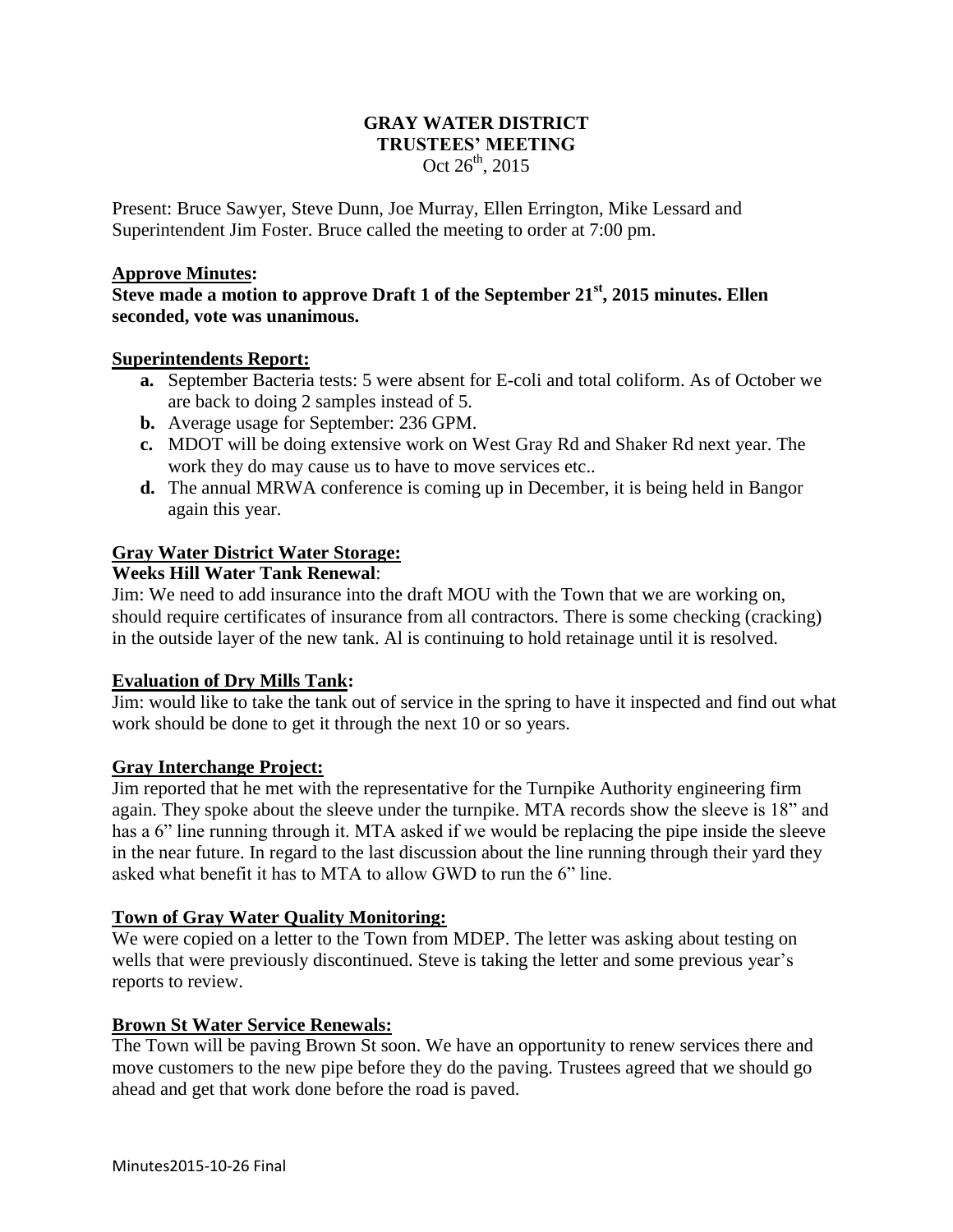# GRAY WATER DISTRICT
## TRUSTEES' MEETING
Oct 26th, 2015

Present: Bruce Sawyer, Steve Dunn, Joe Murray, Ellen Errington, Mike Lessard and Superintendent Jim Foster. Bruce called the meeting to order at 7:00 pm.

**Approve Minutes:**

**Steve made a motion to approve Draft 1 of the September 21st, 2015 minutes. Ellen seconded, vote was unanimous.**

**Superintendents Report:**

- **a.** September Bacteria tests: 5 were absent for E-coli and total coliform. As of October we are back to doing 2 samples instead of 5.
- **b.** Average usage for September: 236 GPM.
- **c.** MDOT will be doing extensive work on West Gray Rd and Shaker Rd next year. The work they do may cause us to have to move services etc..
- **d.** The annual MRWA conference is coming up in December, it is being held in Bangor again this year.

**Gray Water District Water Storage:**

**Weeks Hill Water Tank Renewal**:

Jim: We need to add insurance into the draft MOU with the Town that we are working on, should require certificates of insurance from all contractors. There is some checking (cracking) in the outside layer of the new tank. Al is continuing to hold retainage until it is resolved.

**Evaluation of Dry Mills Tank:**

Jim: would like to take the tank out of service in the spring to have it inspected and find out what work should be done to get it through the next 10 or so years.

**Gray Interchange Project:**

Jim reported that he met with the representative for the Turnpike Authority engineering firm again. They spoke about the sleeve under the turnpike. MTA records show the sleeve is 18" and has a 6" line running through it. MTA asked if we would be replacing the pipe inside the sleeve in the near future. In regard to the last discussion about the line running through their yard they asked what benefit it has to MTA to allow GWD to run the 6" line.

**Town of Gray Water Quality Monitoring:**

We were copied on a letter to the Town from MDEP. The letter was asking about testing on wells that were previously discontinued. Steve is taking the letter and some previous year's reports to review.

**Brown St Water Service Renewals:**

The Town will be paving Brown St soon. We have an opportunity to renew services there and move customers to the new pipe before they do the paving. Trustees agreed that we should go ahead and get that work done before the road is paved.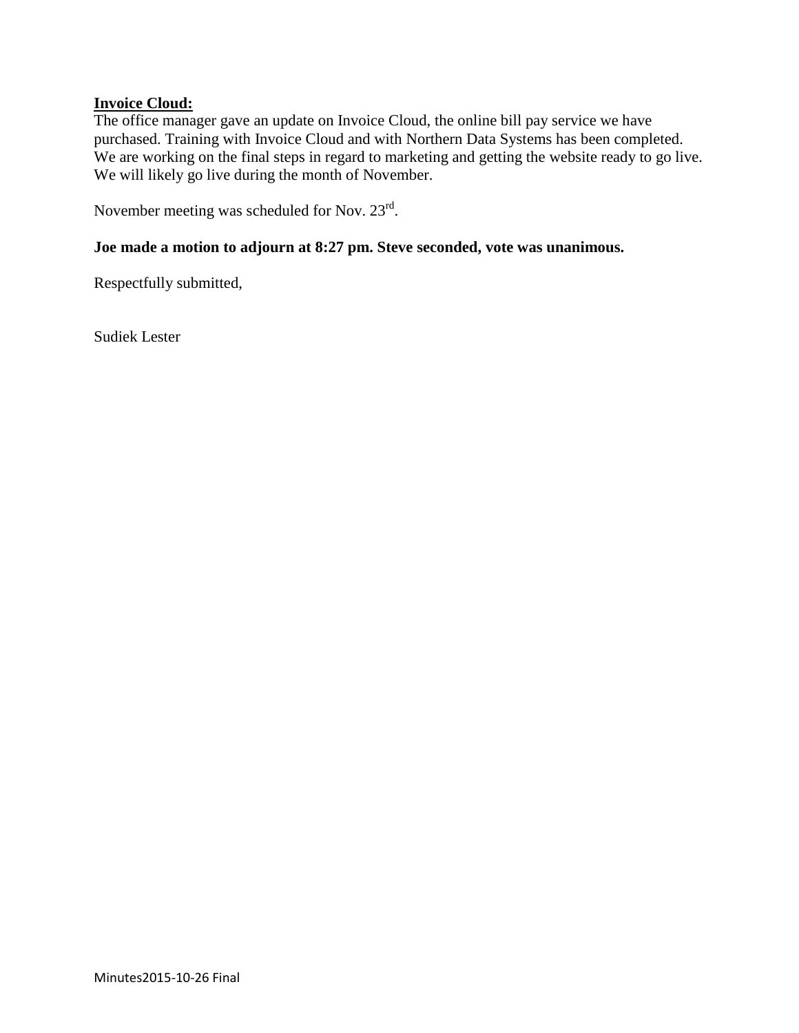**Invoice Cloud:**

The office manager gave an update on Invoice Cloud, the online bill pay service we have purchased. Training with Invoice Cloud and with Northern Data Systems has been completed. We are working on the final steps in regard to marketing and getting the website ready to go live. We will likely go live during the month of November.

November meeting was scheduled for Nov. 23rd.

**Joe made a motion to adjourn at 8:27 pm. Steve seconded, vote was unanimous.**

Respectfully submitted,

Sudiek Lester